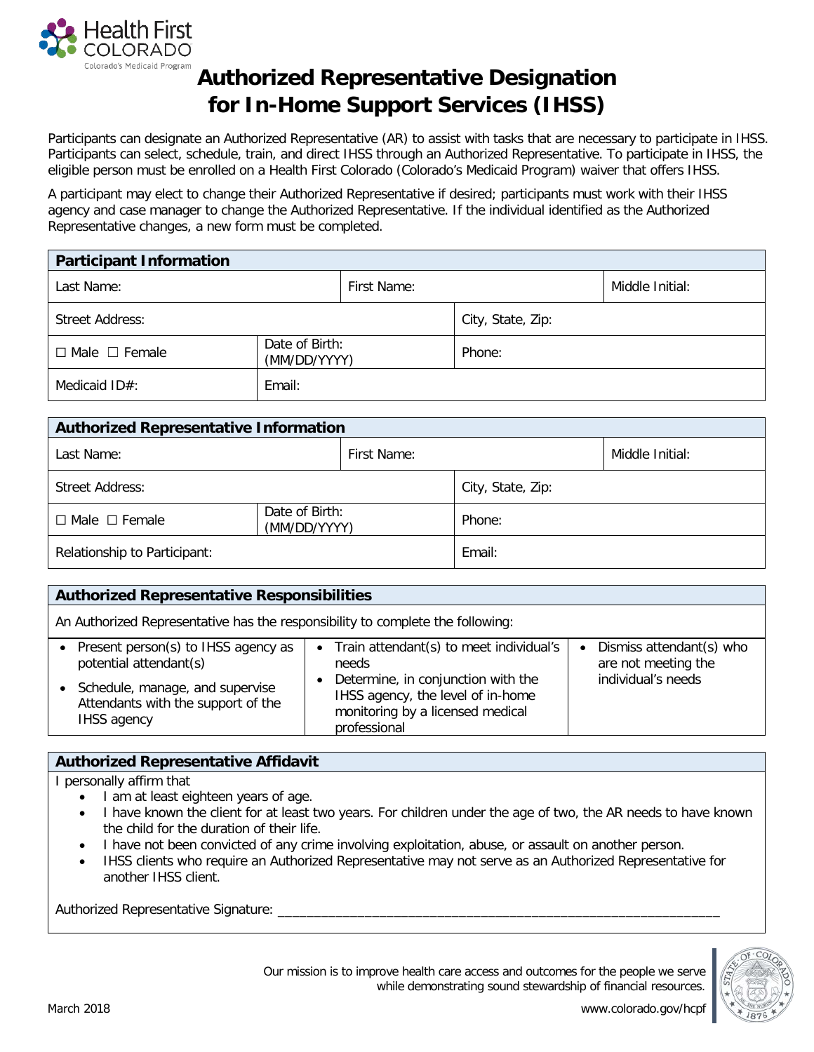Health First COLORADO
Colorado's Medicaid Program

# Authorized Representative Designation for In-Home Support Services (IHSS)

Participants can designate an Authorized Representative (AR) to assist with tasks that are necessary to participate in IHSS. Participants can select, schedule, train, and direct IHSS through an Authorized Representative. To participate in IHSS, the eligible person must be enrolled on a Health First Colorado (Colorado's Medicaid Program) waiver that offers IHSS.

A participant may elect to change their Authorized Representative if desired; participants must work with their IHSS agency and case manager to change the Authorized Representative. If the individual identified as the Authorized Representative changes, a new form must be completed.

| **Participant Information** | | | |
|---|---|---|---|
| Last Name: | | First Name: | Middle Initial: |
| Street Address: | | City, State, Zip: | |
| ☐ Male ☐ Female | Date of Birth: (MM/DD/YYYY) | Phone: | |
| Medicaid ID#: | Email: | | |

| **Authorized Representative Information** | | | |
|---|---|---|---|
| Last Name: | | First Name: | Middle Initial: |
| Street Address: | | City, State, Zip: | |
| ☐ Male ☐ Female | Date of Birth: (MM/DD/YYYY) | Phone: | |
| Relationship to Participant: | | Email: | |

| **Authorized Representative Responsibilities** | | |
|---|---|---|
| An Authorized Representative has the responsibility to complete the following: | | |
| • Present person(s) to IHSS agency as potential attendant(s)<br>• Schedule, manage, and supervise Attendants with the support of the IHSS agency | • Train attendant(s) to meet individual's needs<br>• Determine, in conjunction with the IHSS agency, the level of in-home monitoring by a licensed medical professional | • Dismiss attendant(s) who are not meeting the individual's needs |

## Authorized Representative Affidavit

I personally affirm that

- I am at least eighteen years of age.
- I have known the client for at least two years. For children under the age of two, the AR needs to have known the child for the duration of their life.
- I have not been convicted of any crime involving exploitation, abuse, or assault on another person.
- IHSS clients who require an Authorized Representative may not serve as an Authorized Representative for another IHSS client.

Authorized Representative Signature: ______________________________________________________________

Our mission is to improve health care access and outcomes for the people we serve while demonstrating sound stewardship of financial resources.

March 2018

www.colorado.gov/hcpf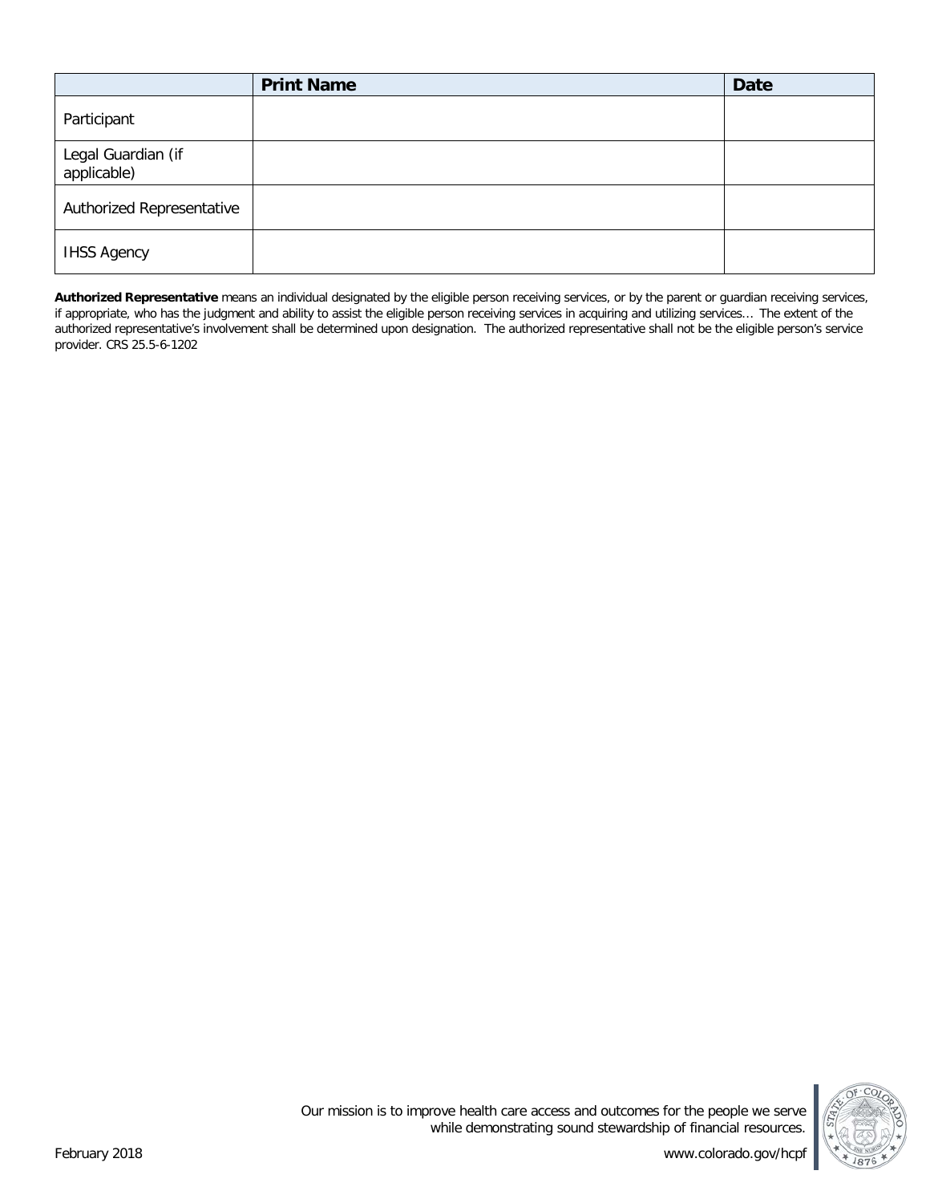| | Print Name | Date |
|---|---|---|
| Participant | | |
| Legal Guardian (if applicable) | | |
| Authorized Representative | | |
| IHSS Agency | | |

**Authorized Representative** means an individual designated by the eligible person receiving services, or by the parent or guardian receiving services, if appropriate, who has the judgment and ability to assist the eligible person receiving services in acquiring and utilizing services… The extent of the authorized representative's involvement shall be determined upon designation. The authorized representative shall not be the eligible person's service provider. CRS 25.5-6-1202

Our mission is to improve health care access and outcomes for the people we serve while demonstrating sound stewardship of financial resources.

February 2018

www.colorado.gov/hcpf